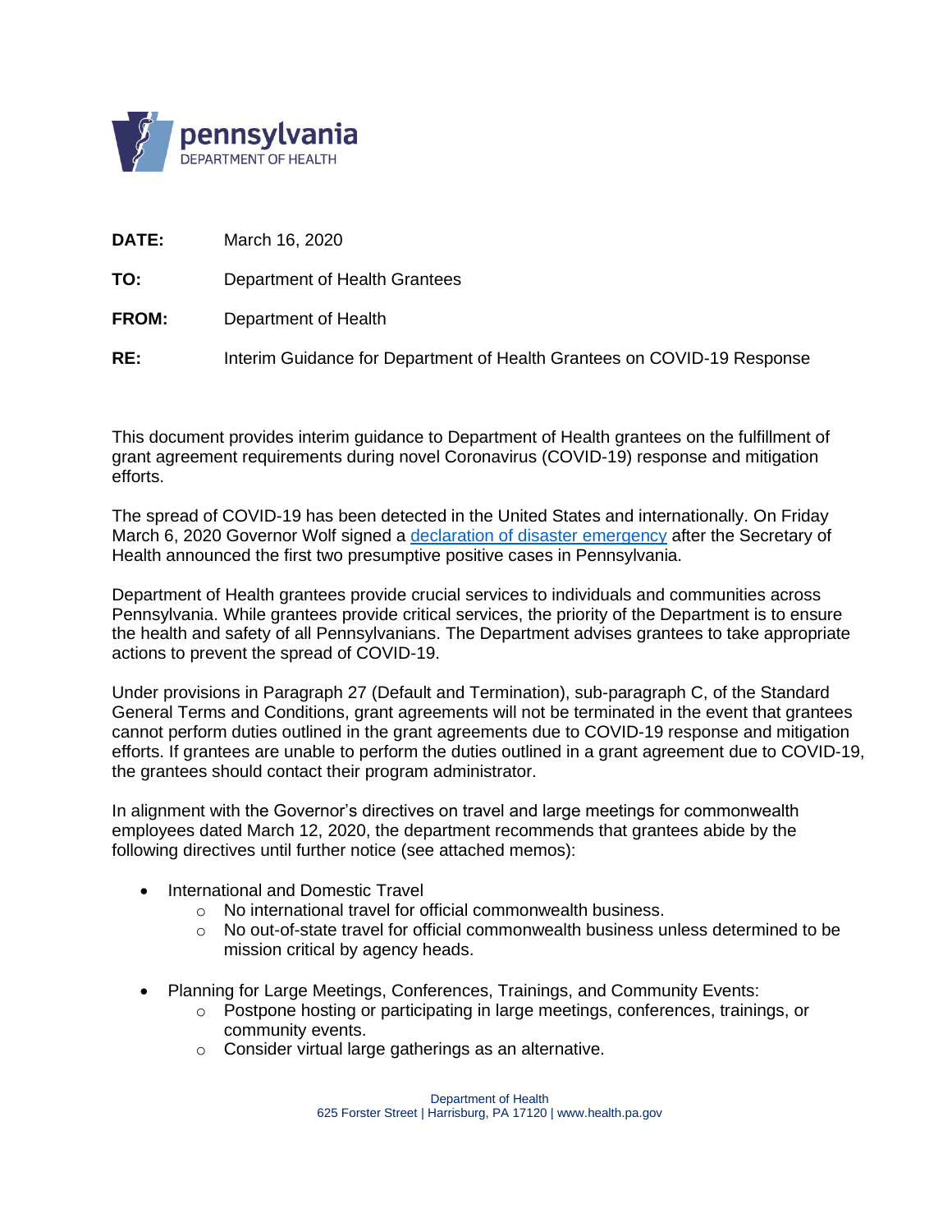pennsylvania
DEPARTMENT OF HEALTH

**DATE:** March 16, 2020

**TO:** Department of Health Grantees

**FROM:** Department of Health

**RE:** Interim Guidance for Department of Health Grantees on COVID-19 Response

This document provides interim guidance to Department of Health grantees on the fulfillment of grant agreement requirements during novel Coronavirus (COVID-19) response and mitigation efforts.

The spread of COVID-19 has been detected in the United States and internationally. On Friday March 6, 2020 Governor Wolf signed a declaration of disaster emergency after the Secretary of Health announced the first two presumptive positive cases in Pennsylvania.

Department of Health grantees provide crucial services to individuals and communities across Pennsylvania. While grantees provide critical services, the priority of the Department is to ensure the health and safety of all Pennsylvanians. The Department advises grantees to take appropriate actions to prevent the spread of COVID-19.

Under provisions in Paragraph 27 (Default and Termination), sub-paragraph C, of the Standard General Terms and Conditions, grant agreements will not be terminated in the event that grantees cannot perform duties outlined in the grant agreements due to COVID-19 response and mitigation efforts. If grantees are unable to perform the duties outlined in a grant agreement due to COVID-19, the grantees should contact their program administrator.

In alignment with the Governor's directives on travel and large meetings for commonwealth employees dated March 12, 2020, the department recommends that grantees abide by the following directives until further notice (see attached memos):

- International and Domestic Travel
  - No international travel for official commonwealth business.
  - No out-of-state travel for official commonwealth business unless determined to be mission critical by agency heads.
- Planning for Large Meetings, Conferences, Trainings, and Community Events:
  - Postpone hosting or participating in large meetings, conferences, trainings, or community events.
  - Consider virtual large gatherings as an alternative.

Department of Health
625 Forster Street | Harrisburg, PA 17120 | www.health.pa.gov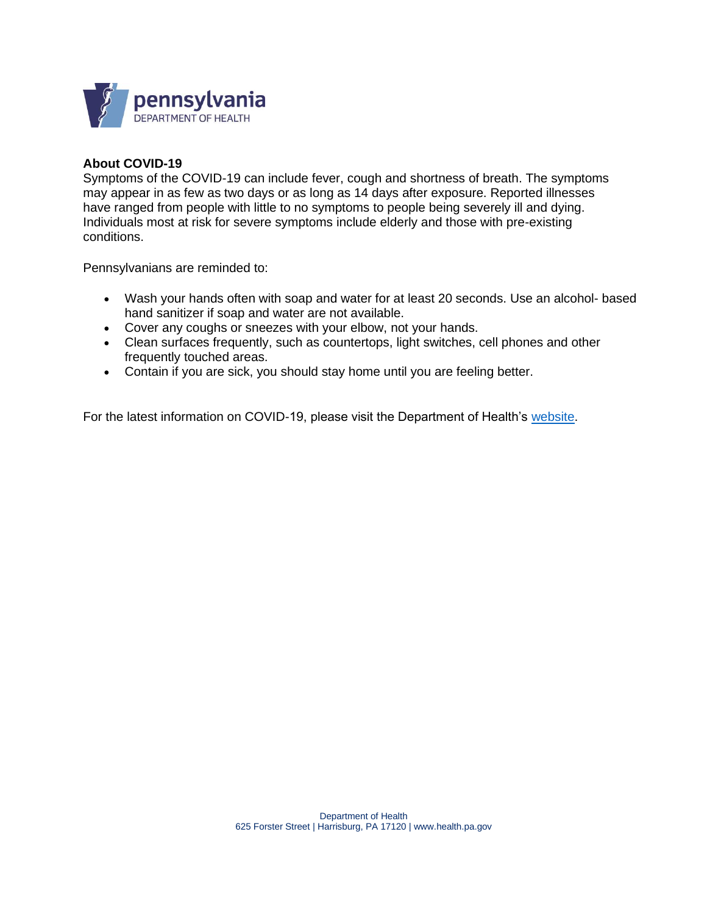**About COVID-19**

Symptoms of the COVID-19 can include fever, cough and shortness of breath. The symptoms may appear in as few as two days or as long as 14 days after exposure. Reported illnesses have ranged from people with little to no symptoms to people being severely ill and dying. Individuals most at risk for severe symptoms include elderly and those with pre-existing conditions.

Pennsylvanians are reminded to:

- Wash your hands often with soap and water for at least 20 seconds. Use an alcohol- based hand sanitizer if soap and water are not available.
- Cover any coughs or sneezes with your elbow, not your hands.
- Clean surfaces frequently, such as countertops, light switches, cell phones and other frequently touched areas.
- Contain if you are sick, you should stay home until you are feeling better.

For the latest information on COVID-19, please visit the Department of Health's website.

Department of Health
625 Forster Street | Harrisburg, PA 17120 | www.health.pa.gov